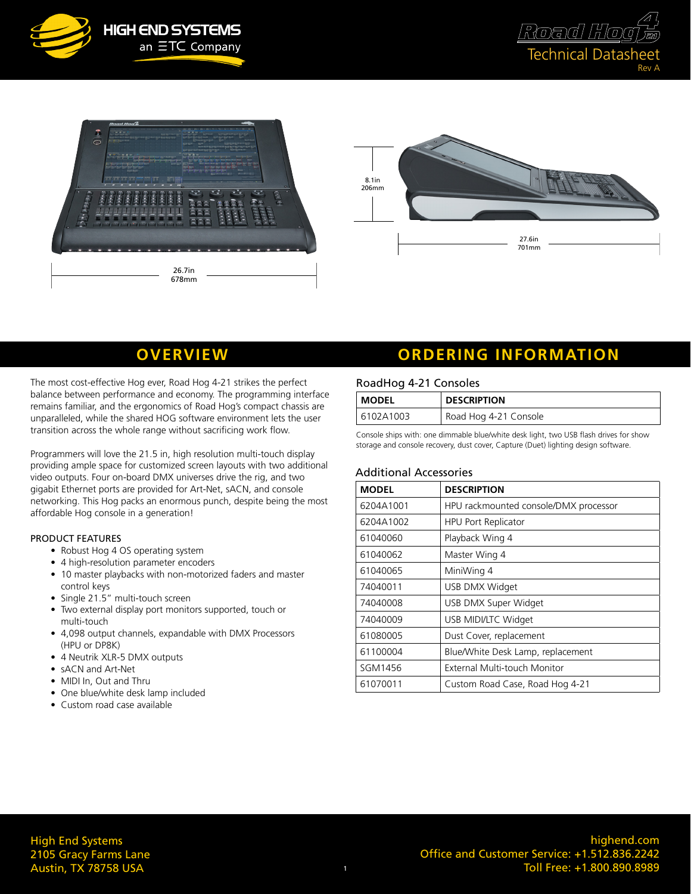# Road Hog 4-21 Technical Datasheet

Rev A

8.1in
206mm

26.7in
678mm

27.6in
701mm

## OVERVIEW

The most cost-effective Hog ever, Road Hog 4-21 strikes the perfect balance between performance and economy. The programming interface remains familiar, and the ergonomics of Road Hog's compact chassis are unparalleled, while the shared HOG software environment lets the user transition across the whole range without sacrificing work flow.

Programmers will love the 21.5 in, high resolution multi-touch display providing ample space for customized screen layouts with two additional video outputs. Four on-board DMX universes drive the rig, and two gigabit Ethernet ports are provided for Art-Net, sACN, and console networking. This Hog packs an enormous punch, despite being the most affordable Hog console in a generation!

### PRODUCT FEATURES

- Robust Hog 4 OS operating system
- 4 high-resolution parameter encoders
- 10 master playbacks with non-motorized faders and master control keys
- Single 21.5" multi-touch screen
- Two external display port monitors supported, touch or multi-touch
- 4,098 output channels, expandable with DMX Processors (HPU or DP8K)
- 4 Neutrik XLR-5 DMX outputs
- sACN and Art-Net
- MIDI In, Out and Thru
- One blue/white desk lamp included
- Custom road case available

## ORDERING INFORMATION

### RoadHog 4-21 Consoles

| MODEL | DESCRIPTION |
|---|---|
| 6102A1003 | Road Hog 4-21 Console |

Console ships with: one dimmable blue/white desk light, two USB flash drives for show storage and console recovery, dust cover, Capture (Duet) lighting design software.

### Additional Accessories

| MODEL | DESCRIPTION |
|---|---|
| 6204A1001 | HPU rackmounted console/DMX processor |
| 6204A1002 | HPU Port Replicator |
| 61040060 | Playback Wing 4 |
| 61040062 | Master Wing 4 |
| 61040065 | MiniWing 4 |
| 74040011 | USB DMX Widget |
| 74040008 | USB DMX Super Widget |
| 74040009 | USB MIDI/LTC Widget |
| 61080005 | Dust Cover, replacement |
| 61100004 | Blue/White Desk Lamp, replacement |
| SGM1456 | External Multi-touch Monitor |
| 61070011 | Custom Road Case, Road Hog 4-21 |

High End Systems
2105 Gracy Farms Lane
Austin, TX 78758 USA

highend.com
Office and Customer Service: +1.512.836.2242
Toll Free: +1.800.890.8989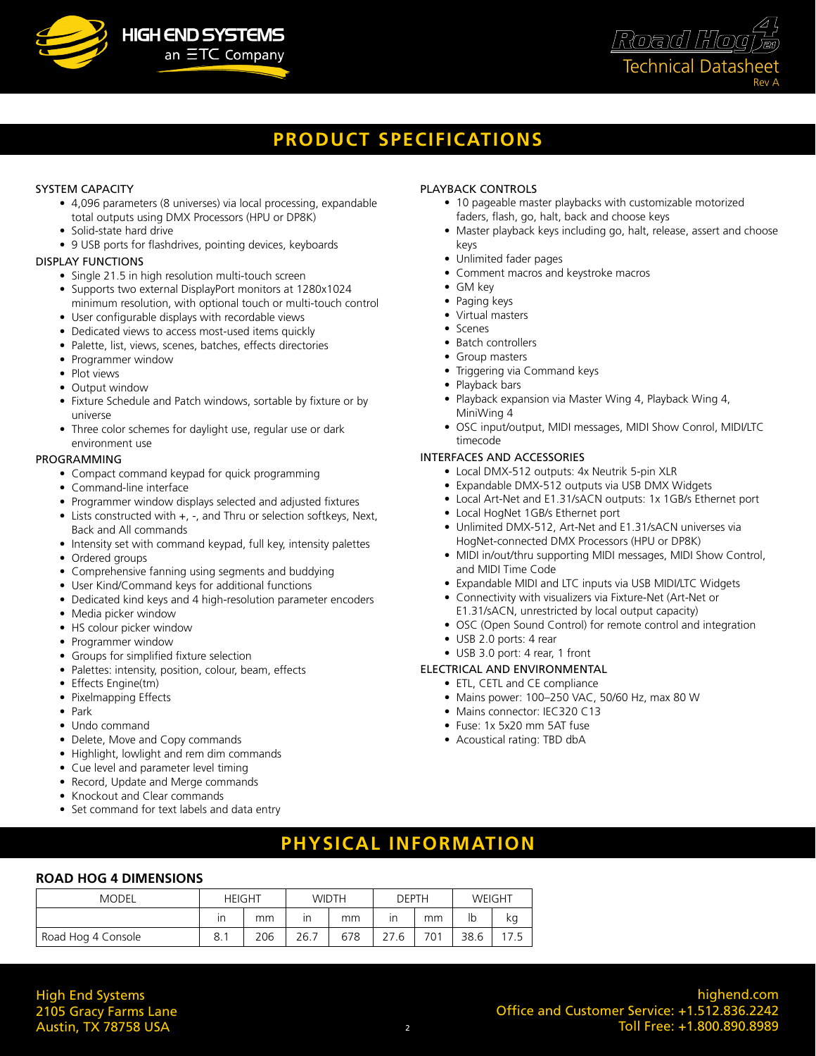# PRODUCT SPECIFICATIONS

SYSTEM CAPACITY

- 4,096 parameters (8 universes) via local processing, expandable total outputs using DMX Processors (HPU or DP8K)
- Solid-state hard drive
- 9 USB ports for flashdrives, pointing devices, keyboards

DISPLAY FUNCTIONS

- Single 21.5 in high resolution multi-touch screen
- Supports two external DisplayPort monitors at 1280x1024 minimum resolution, with optional touch or multi-touch control
- User configurable displays with recordable views
- Dedicated views to access most-used items quickly
- Palette, list, views, scenes, batches, effects directories
- Programmer window
- Plot views
- Output window
- Fixture Schedule and Patch windows, sortable by fixture or by universe
- Three color schemes for daylight use, regular use or dark environment use

PROGRAMMING

- Compact command keypad for quick programming
- Command-line interface
- Programmer window displays selected and adjusted fixtures
- Lists constructed with +, -, and Thru or selection softkeys, Next, Back and All commands
- Intensity set with command keypad, full key, intensity palettes
- Ordered groups
- Comprehensive fanning using segments and buddying
- User Kind/Command keys for additional functions
- Dedicated kind keys and 4 high-resolution parameter encoders
- Media picker window
- HS colour picker window
- Programmer window
- Groups for simplified fixture selection
- Palettes: intensity, position, colour, beam, effects
- Effects Engine(tm)
- Pixelmapping Effects
- Park
- Undo command
- Delete, Move and Copy commands
- Highlight, lowlight and rem dim commands
- Cue level and parameter level timing
- Record, Update and Merge commands
- Knockout and Clear commands
- Set command for text labels and data entry

PLAYBACK CONTROLS

- 10 pageable master playbacks with customizable motorized faders, flash, go, halt, back and choose keys
- Master playback keys including go, halt, release, assert and choose keys
- Unlimited fader pages
- Comment macros and keystroke macros
- GM key
- Paging keys
- Virtual masters
- Scenes
- Batch controllers
- Group masters
- Triggering via Command keys
- Playback bars
- Playback expansion via Master Wing 4, Playback Wing 4, MiniWing 4
- OSC input/output, MIDI messages, MIDI Show Conrol, MIDI/LTC timecode

INTERFACES AND ACCESSORIES

- Local DMX-512 outputs: 4x Neutrik 5-pin XLR
- Expandable DMX-512 outputs via USB DMX Widgets
- Local Art-Net and E1.31/sACN outputs: 1x 1GB/s Ethernet port
- Local HogNet 1GB/s Ethernet port
- Unlimited DMX-512, Art-Net and E1.31/sACN universes via HogNet-connected DMX Processors (HPU or DP8K)
- MIDI in/out/thru supporting MIDI messages, MIDI Show Control, and MIDI Time Code
- Expandable MIDI and LTC inputs via USB MIDI/LTC Widgets
- Connectivity with visualizers via Fixture-Net (Art-Net or E1.31/sACN, unrestricted by local output capacity)
- OSC (Open Sound Control) for remote control and integration
- USB 2.0 ports: 4 rear
- USB 3.0 port: 4 rear, 1 front

ELECTRICAL AND ENVIRONMENTAL

- ETL, CETL and CE compliance
- Mains power: 100–250 VAC, 50/60 Hz, max 80 W
- Mains connector: IEC320 C13
- Fuse: 1x 5x20 mm 5AT fuse
- Acoustical rating: TBD dbA

# PHYSICAL INFORMATION

## ROAD HOG 4 DIMENSIONS

| MODEL | HEIGHT | | WIDTH | | DEPTH | | WEIGHT | |
|---|---|---|---|---|---|---|---|---|
| | in | mm | in | mm | in | mm | lb | kg |
| Road Hog 4 Console | 8.1 | 206 | 26.7 | 678 | 27.6 | 701 | 38.6 | 17.5 |